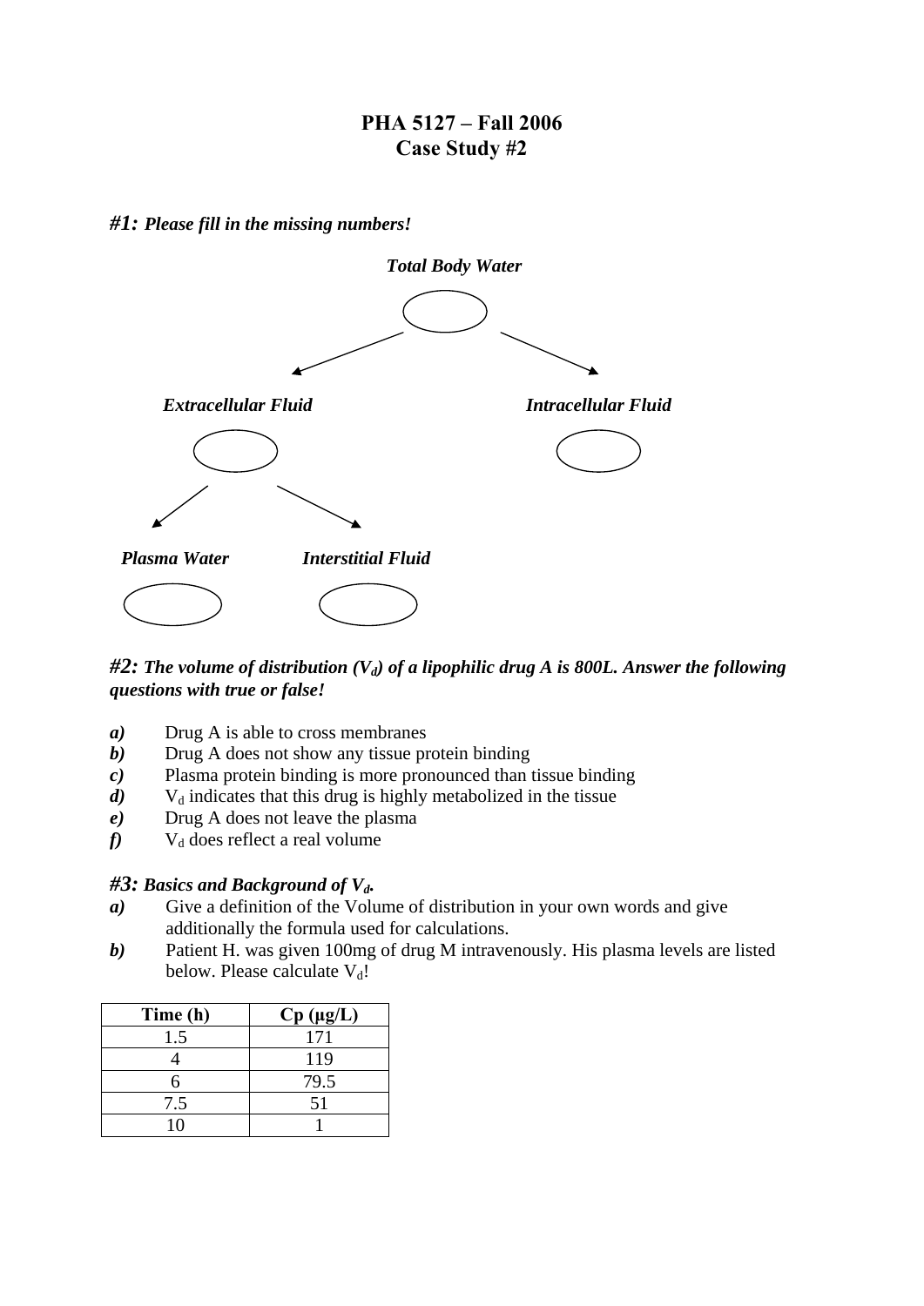# PHA 5127 – Fall 2006
## Case Study #2

***#1:* Please fill in the missing numbers!**

*Total Body Water*

*Extracellular Fluid*

*Intracellular Fluid*

*Plasma Water*

*Interstitial Fluid*

***#2:* The volume of distribution ($V_d$) of a lipophilic drug A is 800L. Answer the following questions with true or false!**

***a)*** Drug A is able to cross membranes
***b)*** Drug A does not show any tissue protein binding
***c)*** Plasma protein binding is more pronounced than tissue binding
***d)*** $V_d$ indicates that this drug is highly metabolized in the tissue
***e)*** Drug A does not leave the plasma
***f)*** $V_d$ does reflect a real volume

***#3:* Basics and Background of $V_d$.**

***a)*** Give a definition of the Volume of distribution in your own words and give additionally the formula used for calculations.
***b)*** Patient H. was given 100mg of drug M intravenously. His plasma levels are listed below. Please calculate $V_d$!

| Time (h) | Cp (μg/L) |
|---|---|
| 1.5 | 171 |
| 4 | 119 |
| 6 | 79.5 |
| 7.5 | 51 |
| 10 | 1 |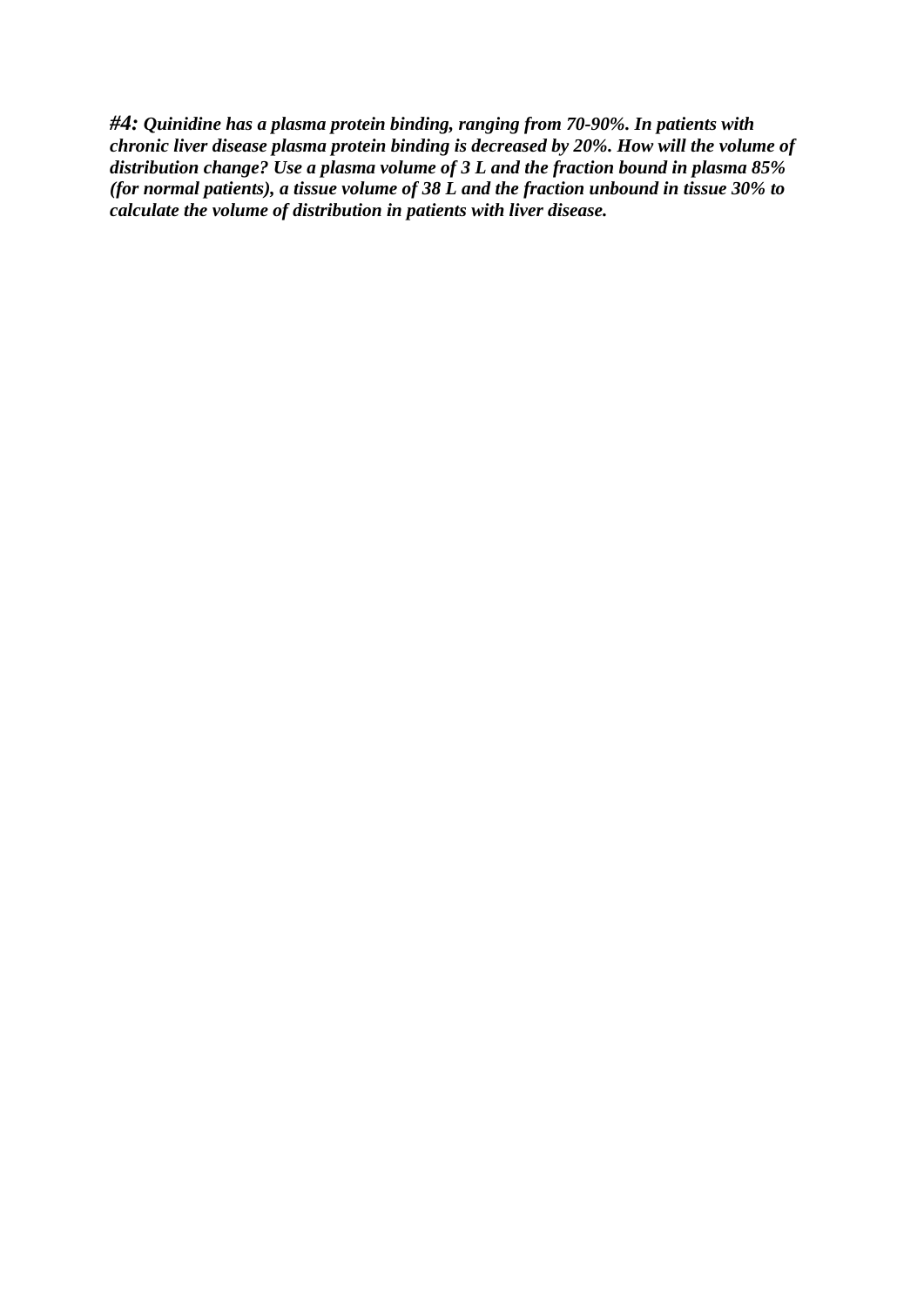***#4:** Quinidine has a plasma protein binding, ranging from 70-90%. In patients with chronic liver disease plasma protein binding is decreased by 20%. How will the volume of distribution change? Use a plasma volume of 3 L and the fraction bound in plasma 85% (for normal patients), a tissue volume of 38 L and the fraction unbound in tissue 30% to calculate the volume of distribution in patients with liver disease.*